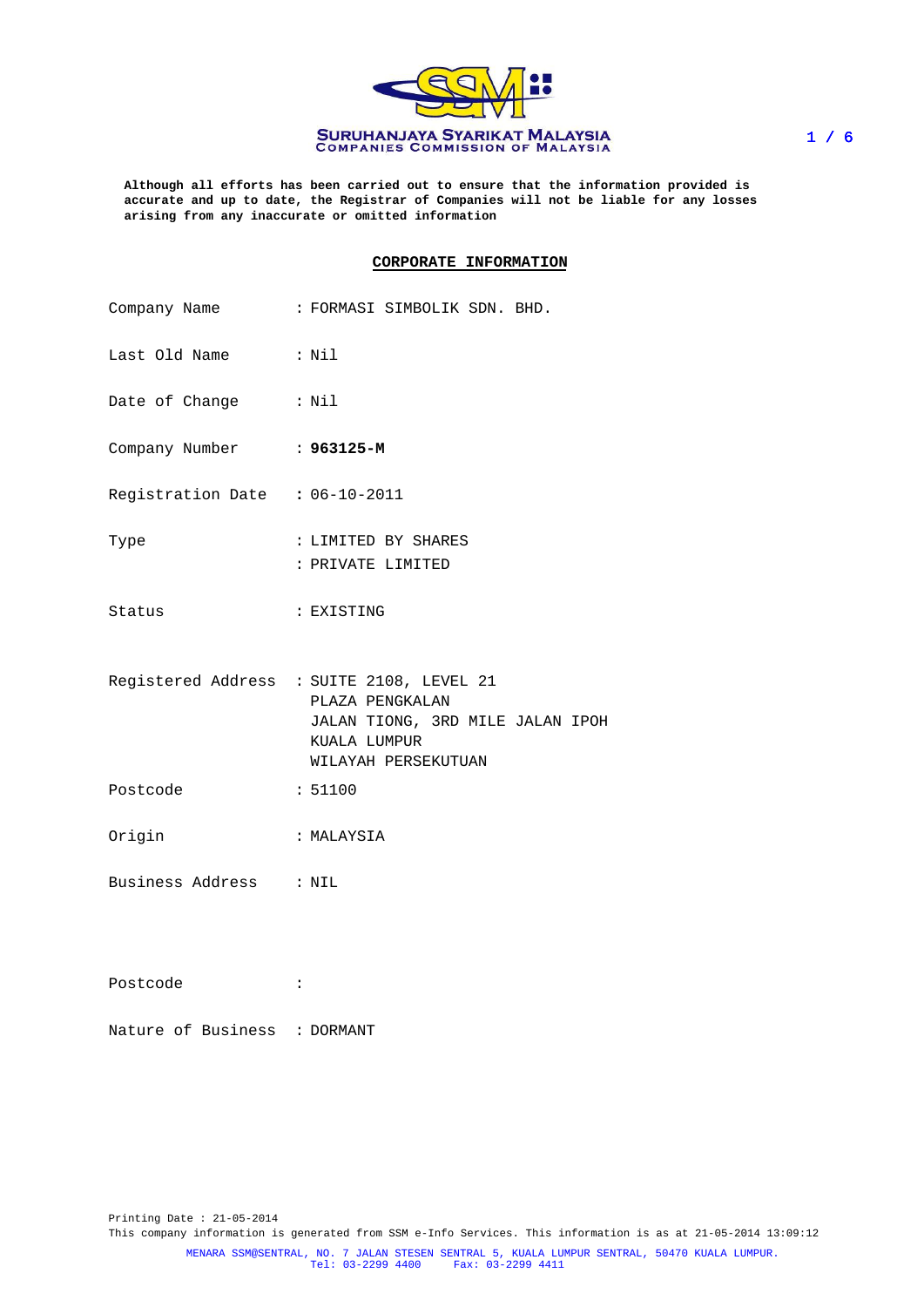**SURUHANJAYA SYARIKAT MALAYSIA**
**COMPANIES COMMISSION OF MALAYSIA**

**Although all efforts has been carried out to ensure that the information provided is accurate and up to date, the Registrar of Companies will not be liable for any losses arising from any inaccurate or omitted information**

## CORPORATE INFORMATION

| | |
|---|---|
| Company Name | : FORMASI SIMBOLIK SDN. BHD. |
| Last Old Name | : Nil |
| Date of Change | : Nil |
| Company Number | : **963125-M** |
| Registration Date | : 06-10-2011 |
| Type | : LIMITED BY SHARES<br>: PRIVATE LIMITED |
| Status | : EXISTING |
| Registered Address | : SUITE 2108, LEVEL 21<br>PLAZA PENGKALAN<br>JALAN TIONG, 3RD MILE JALAN IPOH<br>KUALA LUMPUR<br>WILAYAH PERSEKUTUAN |
| Postcode | : 51100 |
| Origin | : MALAYSIA |
| Business Address | : NIL |
| Postcode | : |
| Nature of Business | : DORMANT |

Printing Date : 21-05-2014
This company information is generated from SSM e-Info Services. This information is as at 21-05-2014 13:09:12

MENARA SSM@SENTRAL, NO. 7 JALAN STESEN SENTRAL 5, KUALA LUMPUR SENTRAL, 50470 KUALA LUMPUR.
Tel: 03-2299 4400 Fax: 03-2299 4411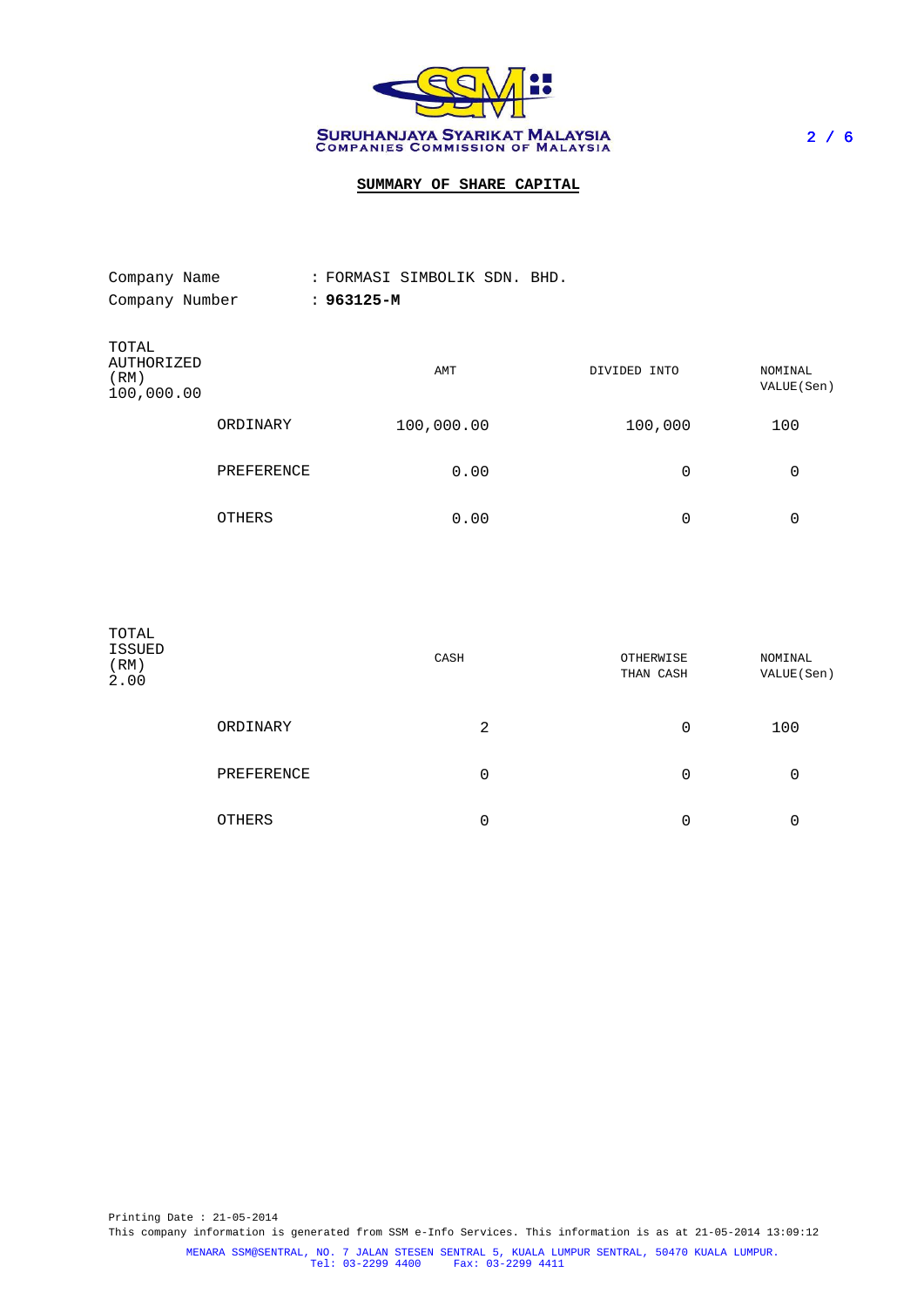SURUHANJAYA SYARIKAT MALAYSIA
COMPANIES COMMISSION OF MALAYSIA

## SUMMARY OF SHARE CAPITAL

Company Name : FORMASI SIMBOLIK SDN. BHD.
Company Number : **963125-M**

| TOTAL AUTHORIZED (RM) 100,000.00 | | AMT | DIVIDED INTO | NOMINAL VALUE(Sen) |
|---|---|---|---|---|
| | ORDINARY | 100,000.00 | 100,000 | 100 |
| | PREFERENCE | 0.00 | 0 | 0 |
| | OTHERS | 0.00 | 0 | 0 |

| TOTAL ISSUED (RM) 2.00 | | CASH | OTHERWISE THAN CASH | NOMINAL VALUE(Sen) |
|---|---|---|---|---|
| | ORDINARY | 2 | 0 | 100 |
| | PREFERENCE | 0 | 0 | 0 |
| | OTHERS | 0 | 0 | 0 |

Printing Date : 21-05-2014
This company information is generated from SSM e-Info Services. This information is as at 21-05-2014 13:09:12

MENARA SSM@SENTRAL, NO. 7 JALAN STESEN SENTRAL 5, KUALA LUMPUR SENTRAL, 50470 KUALA LUMPUR.
Tel: 03-2299 4400 Fax: 03-2299 4411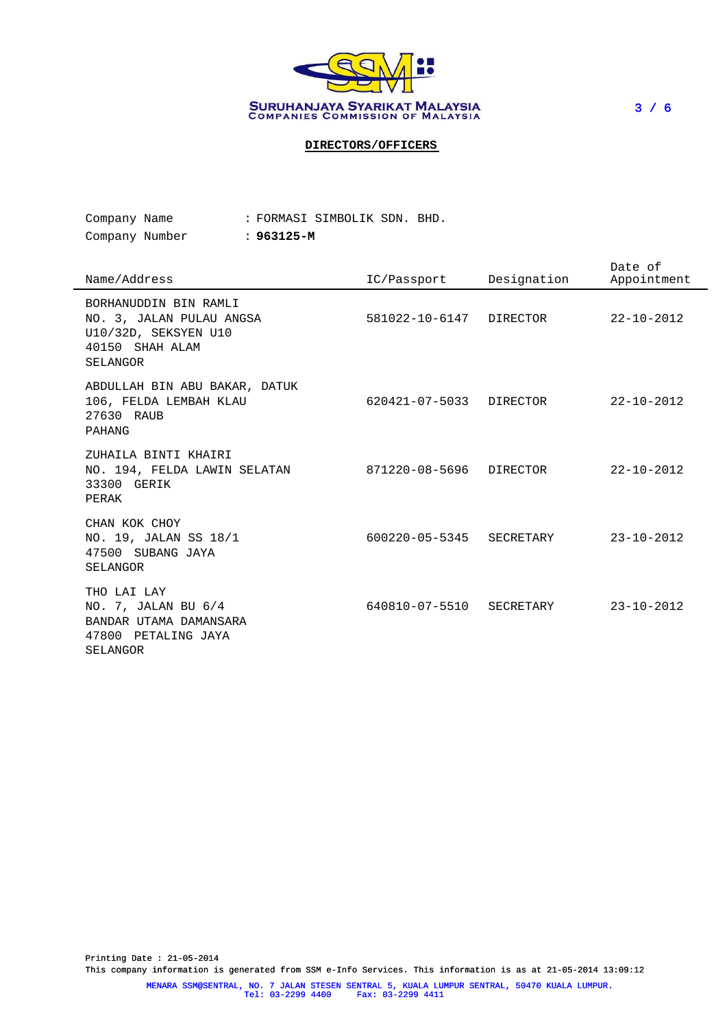SURUHANJAYA SYARIKAT MALAYSIA
COMPANIES COMMISSION OF MALAYSIA

## DIRECTORS/OFFICERS

Company Name : FORMASI SIMBOLIK SDN. BHD.
Company Number : **963125-M**

| Name/Address | IC/Passport | Designation | Date of Appointment |
|---|---|---|---|
| BORHANUDDIN BIN RAMLI<br>NO. 3, JALAN PULAU ANGSA<br>U10/32D, SEKSYEN U10<br>40150 SHAH ALAM<br>SELANGOR | 581022-10-6147 | DIRECTOR | 22-10-2012 |
| ABDULLAH BIN ABU BAKAR, DATUK<br>106, FELDA LEMBAH KLAU<br>27630 RAUB<br>PAHANG | 620421-07-5033 | DIRECTOR | 22-10-2012 |
| ZUHAILA BINTI KHAIRI<br>NO. 194, FELDA LAWIN SELATAN<br>33300 GERIK<br>PERAK | 871220-08-5696 | DIRECTOR | 22-10-2012 |
| CHAN KOK CHOY<br>NO. 19, JALAN SS 18/1<br>47500 SUBANG JAYA<br>SELANGOR | 600220-05-5345 | SECRETARY | 23-10-2012 |
| THO LAI LAY<br>NO. 7, JALAN BU 6/4<br>BANDAR UTAMA DAMANSARA<br>47800 PETALING JAYA<br>SELANGOR | 640810-07-5510 | SECRETARY | 23-10-2012 |

Printing Date : 21-05-2014
This company information is generated from SSM e-Info Services. This information is as at 21-05-2014 13:09:12

MENARA SSM@SENTRAL, NO. 7 JALAN STESEN SENTRAL 5, KUALA LUMPUR SENTRAL, 50470 KUALA LUMPUR.
Tel: 03-2299 4400 Fax: 03-2299 4411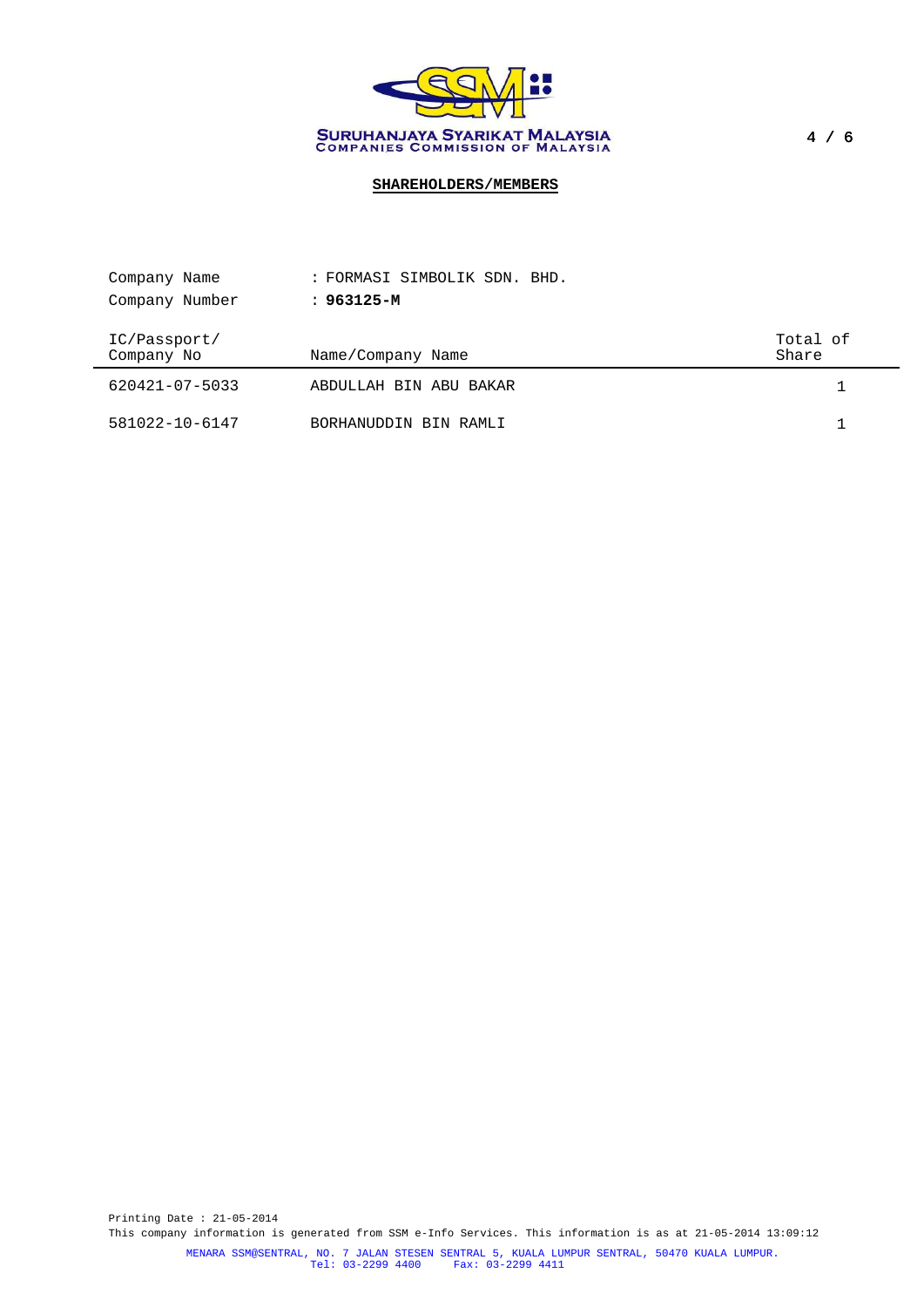SURUHANJAYA SYARIKAT MALAYSIA
COMPANIES COMMISSION OF MALAYSIA

## SHAREHOLDERS/MEMBERS

Company Name : FORMASI SIMBOLIK SDN. BHD.
Company Number : **963125-M**

| IC/Passport/ Company No | Name/Company Name | Total of Share |
|---|---|---|
| 620421-07-5033 | ABDULLAH BIN ABU BAKAR | 1 |
| 581022-10-6147 | BORHANUDDIN BIN RAMLI | 1 |

Printing Date : 21-05-2014
This company information is generated from SSM e-Info Services. This information is as at 21-05-2014 13:09:12

MENARA SSM@SENTRAL, NO. 7 JALAN STESEN SENTRAL 5, KUALA LUMPUR SENTRAL, 50470 KUALA LUMPUR.
Tel: 03-2299 4400 Fax: 03-2299 4411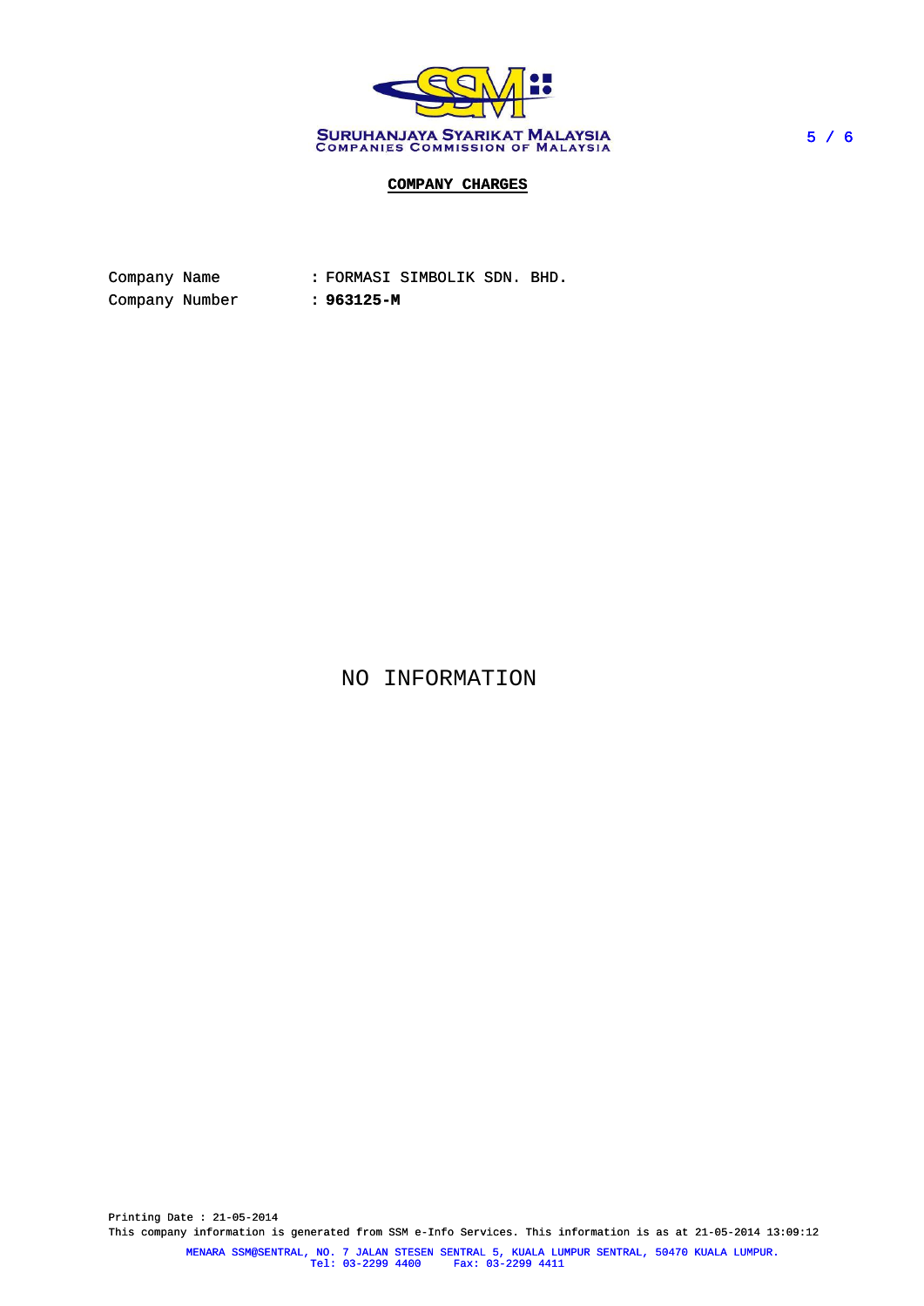SURUHANJAYA SYARIKAT MALAYSIA
COMPANIES COMMISSION OF MALAYSIA

## COMPANY CHARGES

Company Name : FORMASI SIMBOLIK SDN. BHD.
Company Number : **963125-M**

NO INFORMATION

Printing Date : 21-05-2014
This company information is generated from SSM e-Info Services. This information is as at 21-05-2014 13:09:12

MENARA SSM@SENTRAL, NO. 7 JALAN STESEN SENTRAL 5, KUALA LUMPUR SENTRAL, 50470 KUALA LUMPUR.
Tel: 03-2299 4400 Fax: 03-2299 4411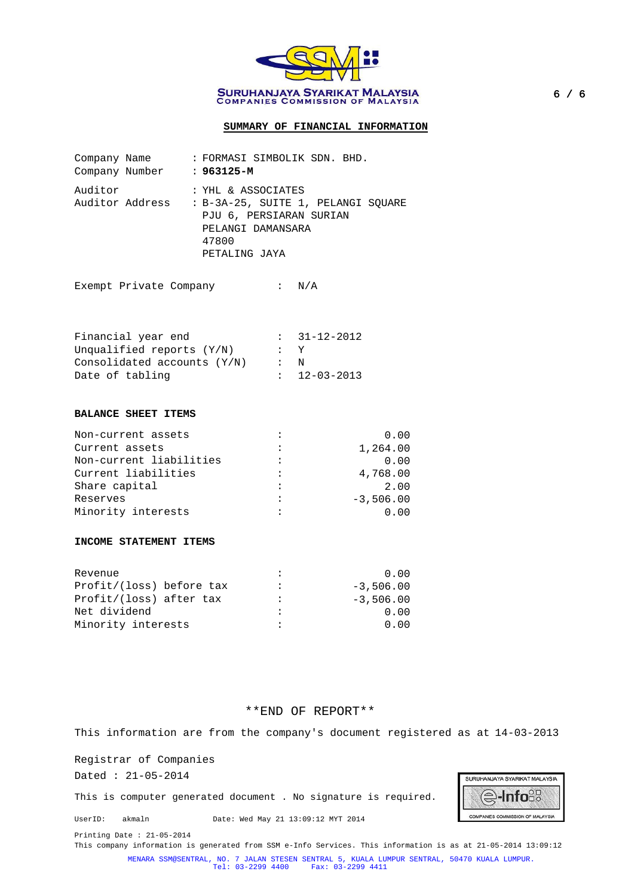SURUHANJAYA SYARIKAT MALAYSIA
COMPANIES COMMISSION OF MALAYSIA

## SUMMARY OF FINANCIAL INFORMATION

Company Name : FORMASI SIMBOLIK SDN. BHD.
Company Number : **963125-M**

Auditor : YHL & ASSOCIATES
Auditor Address : B-3A-25, SUITE 1, PELANGI SQUARE
PJU 6, PERSIARAN SURIAN
PELANGI DAMANSARA
47800
PETALING JAYA

Exempt Private Company : N/A

| | | |
|---|---|---|
| Financial year end | : | 31-12-2012 |
| Unqualified reports (Y/N) | : | Y |
| Consolidated accounts (Y/N) | : | N |
| Date of tabling | : | 12-03-2013 |

### BALANCE SHEET ITEMS

| | | |
|---|---|---|
| Non-current assets | : | 0.00 |
| Current assets | : | 1,264.00 |
| Non-current liabilities | : | 0.00 |
| Current liabilities | : | 4,768.00 |
| Share capital | : | 2.00 |
| Reserves | : | -3,506.00 |
| Minority interests | : | 0.00 |

### INCOME STATEMENT ITEMS

| | | |
|---|---|---|
| Revenue | : | 0.00 |
| Profit/(loss) before tax | : | -3,506.00 |
| Profit/(loss) after tax | : | -3,506.00 |
| Net dividend | : | 0.00 |
| Minority interests | : | 0.00 |

**END OF REPORT**

This information are from the company's document registered as at 14-03-2013

Registrar of Companies
Dated : 21-05-2014

This is computer generated document . No signature is required.

SURUHANJAYA SYARIKAT MALAYSIA e-Info COMPANIES COMMISSION OF MALAYSIA

UserID: akmaln Date: Wed May 21 13:09:12 MYT 2014

Printing Date : 21-05-2014
This company information is generated from SSM e-Info Services. This information is as at 21-05-2014 13:09:12

MENARA SSM@SENTRAL, NO. 7 JALAN STESEN SENTRAL 5, KUALA LUMPUR SENTRAL, 50470 KUALA LUMPUR.
Tel: 03-2299 4400 Fax: 03-2299 4411